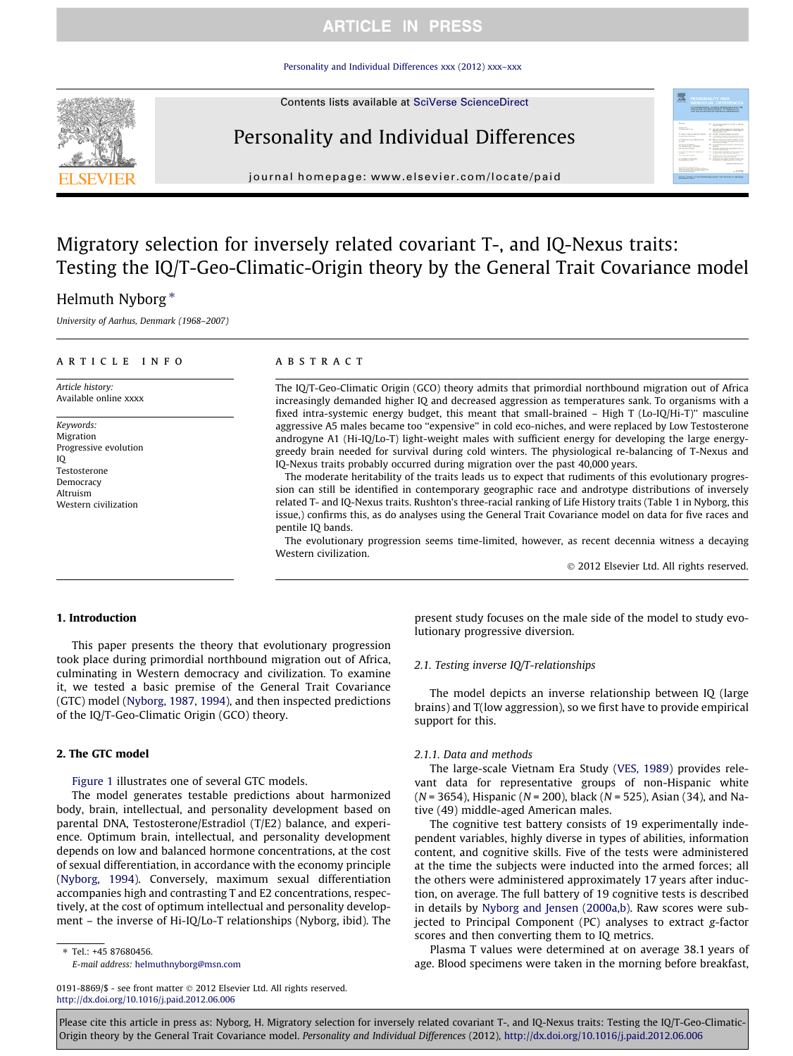# Migratory selection for inversely related covariant T-, and IQ-Nexus traits: Testing the IQ/T-Geo-Climatic-Origin theory by the General Trait Covariance model

Helmuth Nyborg *

University of Aarhus, Denmark (1968–2007)

**ARTICLE INFO**

*Article history:*
Available online xxxx

*Keywords:*
Migration
Progressive evolution
IQ
Testosterone
Democracy
Altruism
Western civilization

**ABSTRACT**

The IQ/T-Geo-Climatic Origin (GCO) theory admits that primordial northbound migration out of Africa increasingly demanded higher IQ and decreased aggression as temperatures sank. To organisms with a fixed intra-systemic energy budget, this meant that small-brained – High T (Lo-IQ/Hi-T)" masculine aggressive A5 males became too "expensive" in cold eco-niches, and were replaced by Low Testosterone androgyne A1 (Hi-IQ/Lo-T) light-weight males with sufficient energy for developing the large energy-greedy brain needed for survival during cold winters. The physiological re-balancing of T-Nexus and IQ-Nexus traits probably occurred during migration over the past 40,000 years.

The moderate heritability of the traits leads us to expect that rudiments of this evolutionary progression can still be identified in contemporary geographic race and androtype distributions of inversely related T- and IQ-Nexus traits. Rushton's three-racial ranking of Life History traits (Table 1 in Nyborg, this issue,) confirms this, as do analyses using the General Trait Covariance model on data for five races and pentile IQ bands.

The evolutionary progression seems time-limited, however, as recent decennia witness a decaying Western civilization.

© 2012 Elsevier Ltd. All rights reserved.

## 1. Introduction

This paper presents the theory that evolutionary progression took place during primordial northbound migration out of Africa, culminating in Western democracy and civilization. To examine it, we tested a basic premise of the General Trait Covariance (GTC) model (Nyborg, 1987, 1994), and then inspected predictions of the IQ/T-Geo-Climatic Origin (GCO) theory.

## 2. The GTC model

Figure 1 illustrates one of several GTC models.

The model generates testable predictions about harmonized body, brain, intellectual, and personality development based on parental DNA, Testosterone/Estradiol (T/E2) balance, and experience. Optimum brain, intellectual, and personality development depends on low and balanced hormone concentrations, at the cost of sexual differentiation, in accordance with the economy principle (Nyborg, 1994). Conversely, maximum sexual differentiation accompanies high and contrasting T and E2 concentrations, respectively, at the cost of optimum intellectual and personality development – the inverse of Hi-IQ/Lo-T relationships (Nyborg, ibid). The present study focuses on the male side of the model to study evolutionary progressive diversion.

### 2.1. Testing inverse IQ/T-relationships

The model depicts an inverse relationship between IQ (large brains) and T(low aggression), so we first have to provide empirical support for this.

#### 2.1.1. Data and methods

The large-scale Vietnam Era Study (VES, 1989) provides relevant data for representative groups of non-Hispanic white ($N = 3654$), Hispanic ($N = 200$), black ($N = 525$), Asian (34), and Native (49) middle-aged American males.

The cognitive test battery consists of 19 experimentally independent variables, highly diverse in types of abilities, information content, and cognitive skills. Five of the tests were administered at the time the subjects were inducted into the armed forces; all the others were administered approximately 17 years after induction, on average. The full battery of 19 cognitive tests is described in details by Nyborg and Jensen (2000a,b). Raw scores were subjected to Principal Component (PC) analyses to extract *g*-factor scores and then converting them to IQ metrics.

Plasma T values were determined at on average 38.1 years of age. Blood specimens were taken in the morning before breakfast,

* Tel.: +45 87680456.
E-mail address: helmuthnyborg@msn.com

0191-8869/$ - see front matter © 2012 Elsevier Ltd. All rights reserved.
http://dx.doi.org/10.1016/j.paid.2012.06.006

Please cite this article in press as: Nyborg, H. Migratory selection for inversely related covariant T-, and IQ-Nexus traits: Testing the IQ/T-Geo-Climatic-Origin theory by the General Trait Covariance model. *Personality and Individual Differences* (2012), http://dx.doi.org/10.1016/j.paid.2012.06.006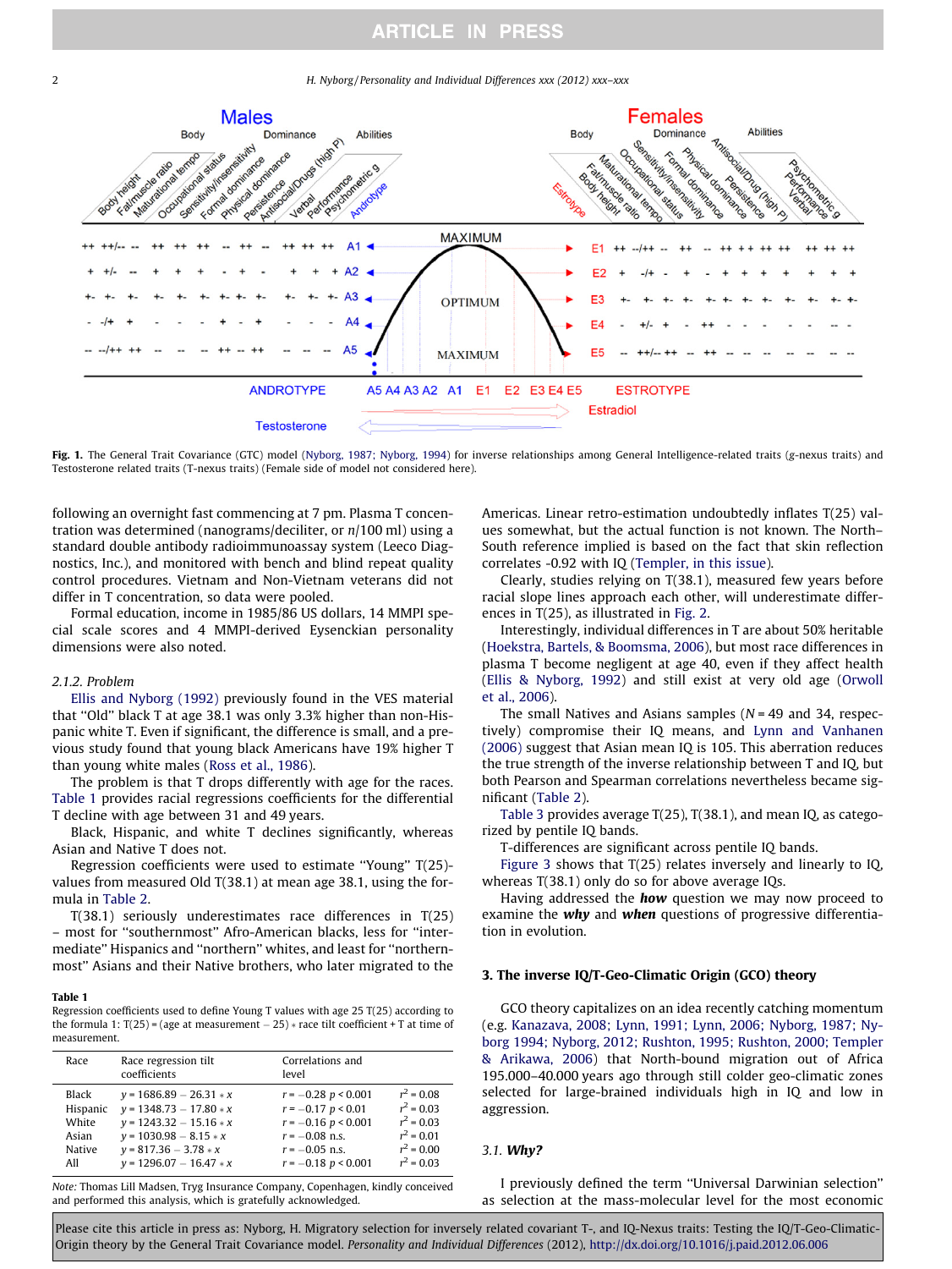Males

Body Dominance Abilities

Body height, Fat/muscle ratio, Maturational tempo, Occupational status, Sensitivity/insensitivity, Formal dominance, Physical dominance, Persistence, Antisocial/Drugs (high P), Verbal, Performance, Psychometric g, Androtype

Females

Body Dominance Abilities

Estrotype, Body height, Fat/muscle ratio, Maturational tempo, Occupational status, Sensitivity/insensitivity, Formal dominance, Physical dominance, Persistence, Antisocial/Drug (high P), Verbal, Performance, Psychometric g

MAXIMUM

OPTIMUM

MAXIMUM

A1 A2 A3 A4 A5

E1 E2 E3 E4 E5

ANDROTYPE A5 A4 A3 A2 A1 E1 E2 E3 E4 E5 ESTROTYPE

Testosterone

Estradiol

**Fig. 1.** The General Trait Covariance (GTC) model (Nyborg, 1987; Nyborg, 1994) for inverse relationships among General Intelligence-related traits (g-nexus traits) and Testosterone related traits (T-nexus traits) (Female side of model not considered here).

following an overnight fast commencing at 7 pm. Plasma T concentration was determined (nanograms/deciliter, or $n$/100 ml) using a standard double antibody radioimmunoassay system (Leeco Diagnostics, Inc.), and monitored with bench and blind repeat quality control procedures. Vietnam and Non-Vietnam veterans did not differ in T concentration, so data were pooled.

Formal education, income in 1985/86 US dollars, 14 MMPI special scale scores and 4 MMPI-derived Eysenckian personality dimensions were also noted.

### 2.1.2. Problem

Ellis and Nyborg (1992) previously found in the VES material that "Old" black T at age 38.1 was only 3.3% higher than non-Hispanic white T. Even if significant, the difference is small, and a previous study found that young black Americans have 19% higher T than young white males (Ross et al., 1986).

The problem is that T drops differently with age for the races. Table 1 provides racial regressions coefficients for the differential T decline with age between 31 and 49 years.

Black, Hispanic, and white T declines significantly, whereas Asian and Native T does not.

Regression coefficients were used to estimate "Young" T(25)-values from measured Old T(38.1) at mean age 38.1, using the formula in Table 2.

T(38.1) seriously underestimates race differences in T(25) – most for "southernmost" Afro-American blacks, less for "intermediate" Hispanics and "northern" whites, and least for "northernmost" Asians and their Native brothers, who later migrated to the Americas. Linear retro-estimation undoubtedly inflates T(25) values somewhat, but the actual function is not known. The North–South reference implied is based on the fact that skin reflection correlates -0.92 with IQ (Templer, in this issue).

Clearly, studies relying on T(38.1), measured few years before racial slope lines approach each other, will underestimate differences in T(25), as illustrated in Fig. 2.

Interestingly, individual differences in T are about 50% heritable (Hoekstra, Bartels, & Boomsma, 2006), but most race differences in plasma T become negligent at age 40, even if they affect health (Ellis & Nyborg, 1992) and still exist at very old age (Orwoll et al., 2006).

The small Natives and Asians samples ($N = 49$ and 34, respectively) compromise their IQ means, and Lynn and Vanhanen (2006) suggest that Asian mean IQ is 105. This aberration reduces the true strength of the inverse relationship between T and IQ, but both Pearson and Spearman correlations nevertheless became significant (Table 2).

Table 3 provides average T(25), T(38.1), and mean IQ, as categorized by pentile IQ bands.

T-differences are significant across pentile IQ bands.

Figure 3 shows that T(25) relates inversely and linearly to IQ, whereas T(38.1) only do so for above average IQs.

Having addressed the ***how*** question we may now proceed to examine the ***why*** and ***when*** questions of progressive differentiation in evolution.

**Table 1**
Regression coefficients used to define Young T values with age 25 T(25) according to the formula 1: T(25) = (age at measurement – 25) * race tilt coefficient + T at time of measurement.

| Race | Race regression tilt coefficients | Correlations and level | |
|---|---|---|---|
| Black | $y = 1686.89 - 26.31 * x$ | $r = -0.28$ $p < 0.001$ | $r^2 = 0.08$ |
| Hispanic | $y = 1348.73 - 17.80 * x$ | $r = -0.17$ $p < 0.01$ | $r^2 = 0.03$ |
| White | $y = 1243.32 - 15.16 * x$ | $r = -0.16$ $p < 0.001$ | $r^2 = 0.03$ |
| Asian | $y = 1030.98 - 8.15 * x$ | $r = -0.08$ n.s. | $r^2 = 0.01$ |
| Native | $y = 817.36 - 3.78 * x$ | $r = -0.05$ n.s. | $r^2 = 0.00$ |
| All | $y = 1296.07 - 16.47 * x$ | $r = -0.18$ $p < 0.001$ | $r^2 = 0.03$ |

Note: Thomas Lill Madsen, Tryg Insurance Company, Copenhagen, kindly conceived and performed this analysis, which is gratefully acknowledged.

## 3. The inverse IQ/T-Geo-Climatic Origin (GCO) theory

GCO theory capitalizes on an idea recently catching momentum (e.g. Kanazava, 2008; Lynn, 1991; Lynn, 2006; Nyborg, 1987; Nyborg 1994; Nyborg, 2012; Rushton, 1995; Rushton, 2000; Templer & Arikawa, 2006) that North-bound migration out of Africa 195.000–40.000 years ago through still colder geo-climatic zones selected for large-brained individuals high in IQ and low in aggression.

### 3.1. Why?

I previously defined the term "Universal Darwinian selection" as selection at the mass-molecular level for the most economic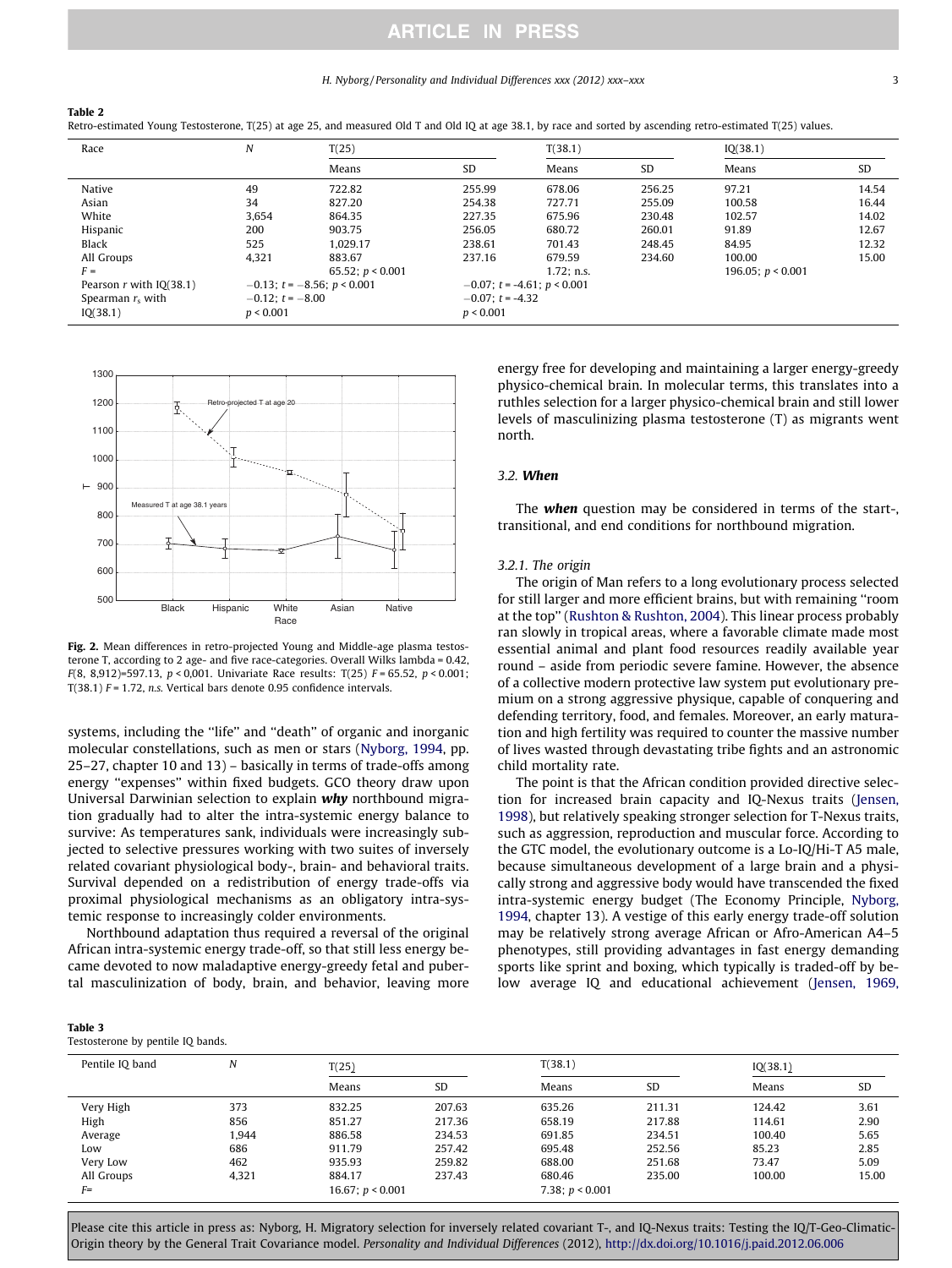**Table 2**
Retro-estimated Young Testosterone, T(25) at age 25, and measured Old T and Old IQ at age 38.1, by race and sorted by ascending retro-estimated T(25) values.

| Race | N | T(25) | | T(38.1) | | IQ(38.1) | |
|---|---|---|---|---|---|---|---|
| | | Means | SD | Means | SD | Means | SD |
| Native | 49 | 722.82 | 255.99 | 678.06 | 256.25 | 97.21 | 14.54 |
| Asian | 34 | 827.20 | 254.38 | 727.71 | 255.09 | 100.58 | 16.44 |
| White | 3,654 | 864.35 | 227.35 | 675.96 | 230.48 | 102.57 | 14.02 |
| Hispanic | 200 | 903.75 | 256.05 | 680.72 | 260.01 | 91.89 | 12.67 |
| Black | 525 | 1,029.17 | 238.61 | 701.43 | 248.45 | 84.95 | 12.32 |
| All Groups | 4,321 | 883.67 | 237.16 | 679.59 | 234.60 | 100.00 | 15.00 |
| $F$ = | | 65.52; $p < 0.001$ | | 1.72; n.s. | | 196.05; $p < 0.001$ | |
| Pearson $r$ with IQ(38.1) | | $-0.13$; $t = -8.56$; $p < 0.001$ | | $-0.07$; $t = -4.61$; $p < 0.001$ | | | |
| Spearman $r_s$ with IQ(38.1) | | $-0.12$; $t = -8.00$ $p < 0.001$ | | $-0.07$; $t = -4.32$ $p < 0.001$ | | | |

1300
1200
1100
1000
900
800
700
600
500
T
Retro-projected T at age 20
Measured T at age 38.1 years
Black Hispanic White Asian Native
Race

**Fig. 2.** Mean differences in retro-projected Young and Middle-age plasma testosterone T, according to 2 age- and five race-categories. Overall Wilks lambda = 0.42, $F(8, 8{,}912) = 597.13$, $p < 0{,}001$. Univariate Race results: T(25) $F = 65.52$, $p < 0.001$; T(38.1) $F = 1.72$, *n.s.* Vertical bars denote 0.95 confidence intervals.

systems, including the "life" and "death" of organic and inorganic molecular constellations, such as men or stars (Nyborg, 1994, pp. 25–27, chapter 10 and 13) – basically in terms of trade-offs among energy "expenses" within fixed budgets. GCO theory draw upon Universal Darwinian selection to explain ***why*** northbound migration gradually had to alter the intra-systemic energy balance to survive: As temperatures sank, individuals were increasingly subjected to selective pressures working with two suites of inversely related covariant physiological body-, brain- and behavioral traits. Survival depended on a redistribution of energy trade-offs via proximal physiological mechanisms as an obligatory intra-systemic response to increasingly colder environments.

Northbound adaptation thus required a reversal of the original African intra-systemic energy trade-off, so that still less energy became devoted to now maladaptive energy-greedy fetal and pubertal masculinization of body, brain, and behavior, leaving more energy free for developing and maintaining a larger energy-greedy physico-chemical brain. In molecular terms, this translates into a ruthles selection for a larger physico-chemical brain and still lower levels of masculinizing plasma testosterone (T) as migrants went north.

### 3.2. *When*

The ***when*** question may be considered in terms of the start-, transitional, and end conditions for northbound migration.

#### 3.2.1. The origin

The origin of Man refers to a long evolutionary process selected for still larger and more efficient brains, but with remaining "room at the top" (Rushton & Rushton, 2004). This linear process probably ran slowly in tropical areas, where a favorable climate made most essential animal and plant food resources readily available year round – aside from periodic severe famine. However, the absence of a collective modern protective law system put evolutionary premium on a strong aggressive physique, capable of conquering and defending territory, food, and females. Moreover, an early maturation and high fertility was required to counter the massive number of lives wasted through devastating tribe fights and an astronomic child mortality rate.

The point is that the African condition provided directive selection for increased brain capacity and IQ-Nexus traits (Jensen, 1998), but relatively speaking stronger selection for T-Nexus traits, such as aggression, reproduction and muscular force. According to the GTC model, the evolutionary outcome is a Lo-IQ/Hi-T A5 male, because simultaneous development of a large brain and a physically strong and aggressive body would have transcended the fixed intra-systemic energy budget (The Economy Principle, Nyborg, 1994, chapter 13). A vestige of this early energy trade-off solution may be relatively strong average African or Afro-American A4–5 phenotypes, still providing advantages in fast energy demanding sports like sprint and boxing, which typically is traded-off by below average IQ and educational achievement (Jensen, 1969,

**Table 3**
Testosterone by pentile IQ bands.

| Pentile IQ band | N | T(25) | | T(38.1) | | IQ(38.1) | |
|---|---|---|---|---|---|---|---|
| | | Means | SD | Means | SD | Means | SD |
| Very High | 373 | 832.25 | 207.63 | 635.26 | 211.31 | 124.42 | 3.61 |
| High | 856 | 851.27 | 217.36 | 658.19 | 217.88 | 114.61 | 2.90 |
| Average | 1,944 | 886.58 | 234.53 | 691.85 | 234.51 | 100.40 | 5.65 |
| Low | 686 | 911.79 | 257.42 | 695.48 | 252.56 | 85.23 | 2.85 |
| Very Low | 462 | 935.93 | 259.82 | 688.00 | 251.68 | 73.47 | 5.09 |
| All Groups | 4,321 | 884.17 | 237.43 | 680.46 | 235.00 | 100.00 | 15.00 |
| $F$= | | 16.67; $p < 0.001$ | | 7.38; $p < 0.001$ | | | |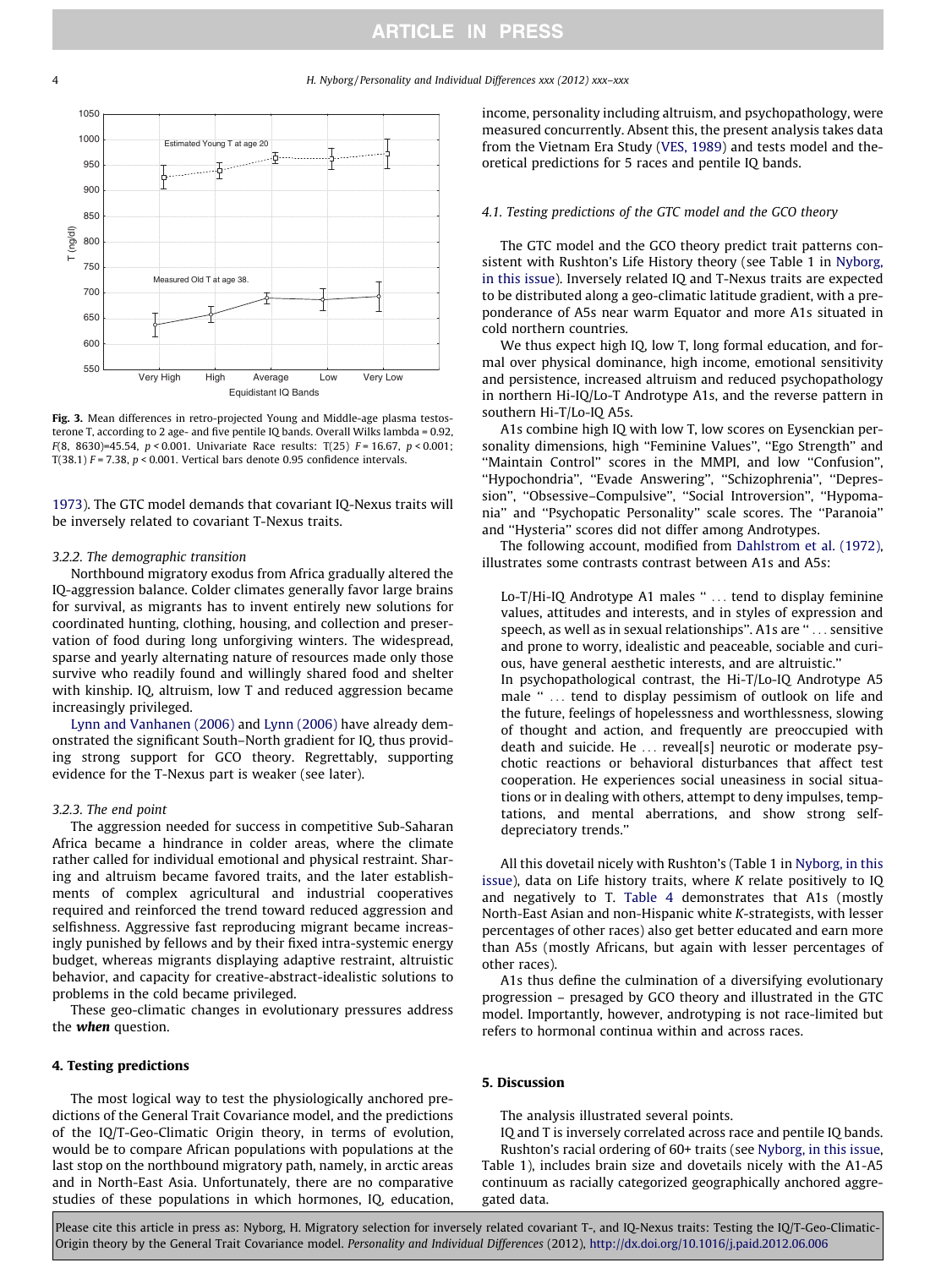1050
1000
950
900
850
800
750
700
650
600
550

T (ng/dl)

Estimated Young T at age 20

Measured Old T at age 38.

Very High
High
Average
Low
Very Low

Equidistant IQ Bands

**Fig. 3.** Mean differences in retro-projected Young and Middle-age plasma testosterone T, according to 2 age- and five pentile IQ bands. Overall Wilks lambda = 0.92, $F(8,\ 8630)$=45.54, $p < 0.001$. Univariate Race results: T(25) $F = 16.67$, $p < 0.001$; T(38.1) $F = 7.38$, $p < 0.001$. Vertical bars denote 0.95 confidence intervals.

1973). The GTC model demands that covariant IQ-Nexus traits will be inversely related to covariant T-Nexus traits.

### 3.2.2. The demographic transition

Northbound migratory exodus from Africa gradually altered the IQ-aggression balance. Colder climates generally favor large brains for survival, as migrants has to invent entirely new solutions for coordinated hunting, clothing, housing, and collection and preservation of food during long unforgiving winters. The widespread, sparse and yearly alternating nature of resources made only those survive who readily found and willingly shared food and shelter with kinship. IQ, altruism, low T and reduced aggression became increasingly privileged.

Lynn and Vanhanen (2006) and Lynn (2006) have already demonstrated the significant South–North gradient for IQ, thus providing strong support for GCO theory. Regrettably, supporting evidence for the T-Nexus part is weaker (see later).

### 3.2.3. The end point

The aggression needed for success in competitive Sub-Saharan Africa became a hindrance in colder areas, where the climate rather called for individual emotional and physical restraint. Sharing and altruism became favored traits, and the later establishments of complex agricultural and industrial cooperatives required and reinforced the trend toward reduced aggression and selfishness. Aggressive fast reproducing migrant became increasingly punished by fellows and by their fixed intra-systemic energy budget, whereas migrants displaying adaptive restraint, altruistic behavior, and capacity for creative-abstract-idealistic solutions to problems in the cold became privileged.

These geo-climatic changes in evolutionary pressures address the ***when*** question.

## 4. Testing predictions

The most logical way to test the physiologically anchored predictions of the General Trait Covariance model, and the predictions of the IQ/T-Geo-Climatic Origin theory, in terms of evolution, would be to compare African populations with populations at the last stop on the northbound migratory path, namely, in arctic areas and in North-East Asia. Unfortunately, there are no comparative studies of these populations in which hormones, IQ, education, income, personality including altruism, and psychopathology, were measured concurrently. Absent this, the present analysis takes data from the Vietnam Era Study (VES, 1989) and tests model and theoretical predictions for 5 races and pentile IQ bands.

### 4.1. Testing predictions of the GTC model and the GCO theory

The GTC model and the GCO theory predict trait patterns consistent with Rushton's Life History theory (see Table 1 in Nyborg, in this issue). Inversely related IQ and T-Nexus traits are expected to be distributed along a geo-climatic latitude gradient, with a preponderance of A5s near warm Equator and more A1s situated in cold northern countries.

We thus expect high IQ, low T, long formal education, and formal over physical dominance, high income, emotional sensitivity and persistence, increased altruism and reduced psychopathology in northern Hi-IQ/Lo-T Androtype A1s, and the reverse pattern in southern Hi-T/Lo-IQ A5s.

A1s combine high IQ with low T, low scores on Eysenckian personality dimensions, high "Feminine Values", "Ego Strength" and "Maintain Control" scores in the MMPI, and low "Confusion", "Hypochondria", "Evade Answering", "Schizophrenia", "Depression", "Obsessive–Compulsive", "Social Introversion", "Hypomania" and "Psychopatic Personality" scale scores. The "Paranoia" and "Hysteria" scores did not differ among Androtypes.

The following account, modified from Dahlstrom et al. (1972), illustrates some contrasts contrast between A1s and A5s:

> Lo-T/Hi-IQ Androtype A1 males " ... tend to display feminine values, attitudes and interests, and in styles of expression and speech, as well as in sexual relationships". A1s are " ... sensitive and prone to worry, idealistic and peaceable, sociable and curious, have general aesthetic interests, and are altruistic."
>
> In psychopathological contrast, the Hi-T/Lo-IQ Androtype A5 male " ... tend to display pessimism of outlook on life and the future, feelings of hopelessness and worthlessness, slowing of thought and action, and frequently are preoccupied with death and suicide. He ... reveal[s] neurotic or moderate psychotic reactions or behavioral disturbances that affect test cooperation. He experiences social uneasiness in social situations or in dealing with others, attempt to deny impulses, temptations, and mental aberrations, and show strong self-depreciatory trends."

All this dovetail nicely with Rushton's (Table 1 in Nyborg, in this issue), data on Life history traits, where *K* relate positively to IQ and negatively to T. Table 4 demonstrates that A1s (mostly North-East Asian and non-Hispanic white *K*-strategists, with lesser percentages of other races) also get better educated and earn more than A5s (mostly Africans, but again with lesser percentages of other races).

A1s thus define the culmination of a diversifying evolutionary progression – presaged by GCO theory and illustrated in the GTC model. Importantly, however, androtyping is not race-limited but refers to hormonal continua within and across races.

## 5. Discussion

The analysis illustrated several points.

IQ and T is inversely correlated across race and pentile IQ bands.

Rushton's racial ordering of 60+ traits (see Nyborg, in this issue, Table 1), includes brain size and dovetails nicely with the A1-A5 continuum as racially categorized geographically anchored aggregated data.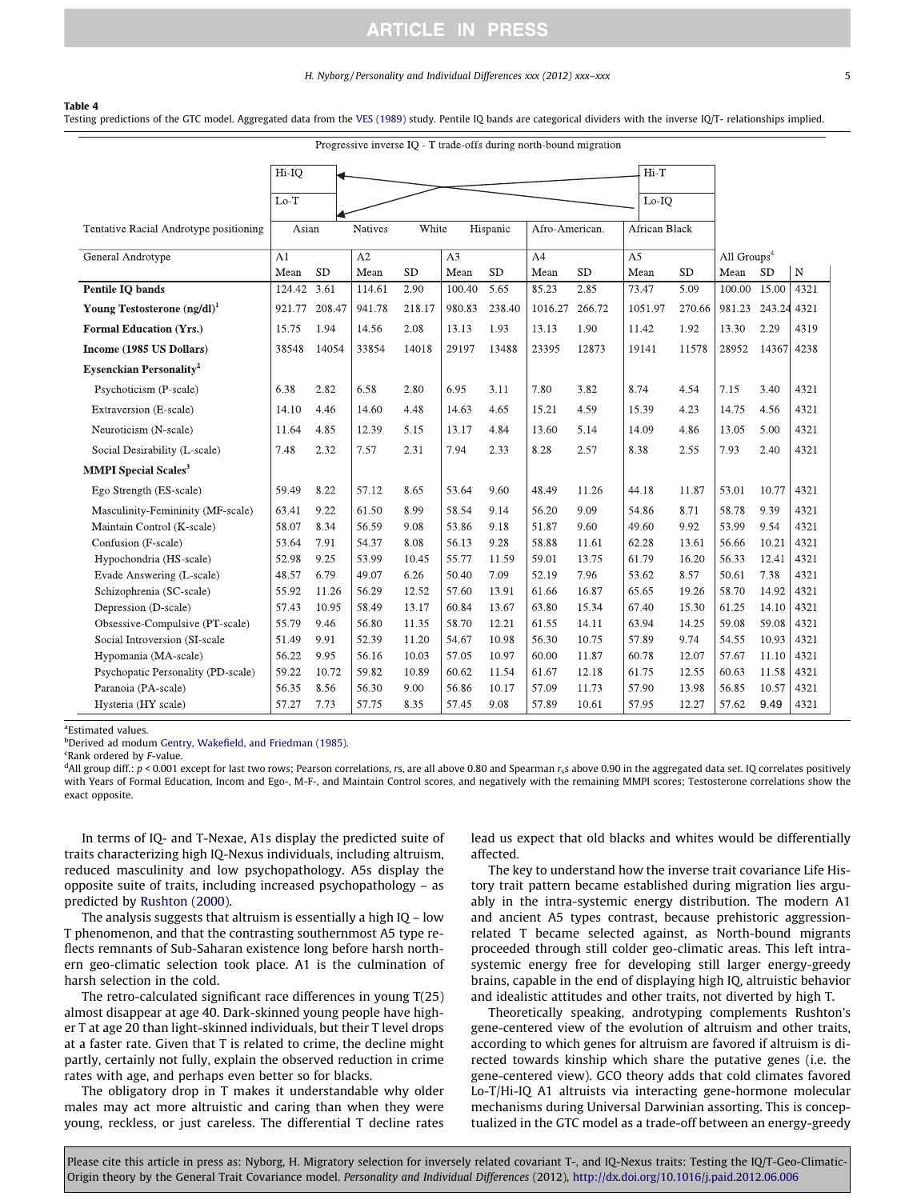**Table 4**
Testing predictions of the GTC model. Aggregated data from the VES (1989) study. Pentile IQ bands are categorical dividers with the inverse IQ/T- relationships implied.

Progressive inverse IQ - T trade-offs during north-bound migration

Hi-IQ / Lo-T ← → Hi-T / Lo-IQ

| Tentative Racial Androtype positioning | Asian | | Natives | White | Hispanic | Afro-American. | | African Black | | | | |
|---|---|---|---|---|---|---|---|---|---|---|---|---|
| General Androtype | A1 | | A2 | | A3 | | A4 | | A5 | | All Groups[d] | | |
| | Mean | SD | Mean | SD | Mean | SD | Mean | SD | Mean | SD | Mean | SD | N |
| **Pentile IQ bands** | 124.42 | 3.61 | 114.61 | 2.90 | 100.40 | 5.65 | 85.23 | 2.85 | 73.47 | 5.09 | 100.00 | 15.00 | 4321 |
| **Young Testosterone (ng/dl)**[1] | 921.77 | 208.47 | 941.78 | 218.17 | 980.83 | 238.40 | 1016.27 | 266.72 | 1051.97 | 270.66 | 981.23 | 243.24 | 4321 |
| **Formal Education (Yrs.)** | 15.75 | 1.94 | 14.56 | 2.08 | 13.13 | 1.93 | 13.13 | 1.90 | 11.42 | 1.92 | 13.30 | 2.29 | 4319 |
| **Income (1985 US Dollars)** | 38548 | 14054 | 33854 | 14018 | 29197 | 13488 | 23395 | 12873 | 19141 | 11578 | 28952 | 14367 | 4238 |
| **Eysenckian Personality**[2] | | | | | | | | | | | | | |
| Psychoticism (P-scale) | 6.38 | 2.82 | 6.58 | 2.80 | 6.95 | 3.11 | 7.80 | 3.82 | 8.74 | 4.54 | 7.15 | 3.40 | 4321 |
| Extraversion (E-scale) | 14.10 | 4.46 | 14.60 | 4.48 | 14.63 | 4.65 | 15.21 | 4.59 | 15.39 | 4.23 | 14.75 | 4.56 | 4321 |
| Neuroticism (N-scale) | 11.64 | 4.85 | 12.39 | 5.15 | 13.17 | 4.84 | 13.60 | 5.14 | 14.09 | 4.86 | 13.05 | 5.00 | 4321 |
| Social Desirability (L-scale) | 7.48 | 2.32 | 7.57 | 2.31 | 7.94 | 2.33 | 8.28 | 2.57 | 8.38 | 2.55 | 7.93 | 2.40 | 4321 |
| **MMPI Special Scales**[3] | | | | | | | | | | | | | |
| Ego Strength (ES-scale) | 59.49 | 8.22 | 57.12 | 8.65 | 53.64 | 9.60 | 48.49 | 11.26 | 44.18 | 11.87 | 53.01 | 10.77 | 4321 |
| Masculinity-Femininity (MF-scale) | 63.41 | 9.22 | 61.50 | 8.99 | 58.54 | 9.14 | 56.20 | 9.09 | 54.86 | 8.71 | 58.78 | 9.39 | 4321 |
| Maintain Control (K-scale) | 58.07 | 8.34 | 56.59 | 9.08 | 53.86 | 9.18 | 51.87 | 9.60 | 49.60 | 9.92 | 53.99 | 9.54 | 4321 |
| Confusion (F-scale) | 53.64 | 7.91 | 54.37 | 8.08 | 56.13 | 9.28 | 58.88 | 11.61 | 62.28 | 13.61 | 56.66 | 10.21 | 4321 |
| Hypochondria (HS-scale) | 52.98 | 9.25 | 53.99 | 10.45 | 55.77 | 11.59 | 59.01 | 13.75 | 61.79 | 16.20 | 56.33 | 12.41 | 4321 |
| Evade Answering (L-scale) | 48.57 | 6.79 | 49.07 | 6.26 | 50.40 | 7.09 | 52.19 | 7.96 | 53.62 | 8.57 | 50.61 | 7.38 | 4321 |
| Schizophrenia (SC-scale) | 55.92 | 11.26 | 56.29 | 12.52 | 57.60 | 13.91 | 61.66 | 16.87 | 65.65 | 19.26 | 58.70 | 14.92 | 4321 |
| Depression (D-scale) | 57.43 | 10.95 | 58.49 | 13.17 | 60.84 | 13.67 | 63.80 | 15.34 | 67.40 | 15.30 | 61.25 | 14.10 | 4321 |
| Obsessive-Compulsive (PT-scale) | 55.79 | 9.46 | 56.80 | 11.35 | 58.70 | 12.21 | 61.55 | 14.11 | 63.94 | 14.25 | 59.08 | 59.08 | 4321 |
| Social Introversion (SI-scale | 51.49 | 9.91 | 52.39 | 11.20 | 54.67 | 10.98 | 56.30 | 10.75 | 57.89 | 9.74 | 54.55 | 10.93 | 4321 |
| Hypomania (MA-scale) | 56.22 | 9.95 | 56.16 | 10.03 | 57.05 | 10.97 | 60.00 | 11.87 | 60.78 | 12.07 | 57.67 | 11.10 | 4321 |
| Psychopatic Personality (PD-scale) | 59.22 | 10.72 | 59.82 | 10.89 | 60.62 | 11.54 | 61.67 | 12.18 | 61.75 | 12.55 | 60.63 | 11.58 | 4321 |
| Paranoia (PA-scale) | 56.35 | 8.56 | 56.30 | 9.00 | 56.86 | 10.17 | 57.09 | 11.73 | 57.90 | 13.98 | 56.85 | 10.57 | 4321 |
| Hysteria (HY scale) | 57.27 | 7.73 | 57.75 | 8.35 | 57.45 | 9.08 | 57.89 | 10.61 | 57.95 | 12.27 | 57.62 | 9.49 | 4321 |

[a]Estimated values.
[b]Derived ad modum Gentry, Wakefield, and Friedman (1985).
[c]Rank ordered by F-value.
[d]All group diff.: $p < 0.001$ except for last two rows; Pearson correlations, rs, are all above 0.80 and Spearman $r_s$s above 0.90 in the aggregated data set. IQ correlates positively with Years of Formal Education, Incom and Ego-, M-F-, and Maintain Control scores, and negatively with the remaining MMPI scores; Testosterone correlations show the exact opposite.

In terms of IQ- and T-Nexae, A1s display the predicted suite of traits characterizing high IQ-Nexus individuals, including altruism, reduced masculinity and low psychopathology. A5s display the opposite suite of traits, including increased psychopathology – as predicted by Rushton (2000).

The analysis suggests that altruism is essentially a high IQ – low T phenomenon, and that the contrasting southernmost A5 type reflects remnants of Sub-Saharan existence long before harsh northern geo-climatic selection took place. A1 is the culmination of harsh selection in the cold.

The retro-calculated significant race differences in young T(25) almost disappear at age 40. Dark-skinned young people have higher T at age 20 than light-skinned individuals, but their T level drops at a faster rate. Given that T is related to crime, the decline might partly, certainly not fully, explain the observed reduction in crime rates with age, and perhaps even better so for blacks.

The obligatory drop in T makes it understandable why older males may act more altruistic and caring than when they were young, reckless, or just careless. The differential T decline rates lead us expect that old blacks and whites would be differentially affected.

The key to understand how the inverse trait covariance Life History trait pattern became established during migration lies arguably in the intra-systemic energy distribution. The modern A1 and ancient A5 types contrast, because prehistoric aggression-related T became selected against, as North-bound migrants proceeded through still colder geo-climatic areas. This left intra-systemic energy free for developing still larger energy-greedy brains, capable in the end of displaying high IQ, altruistic behavior and idealistic attitudes and other traits, not diverted by high T.

Theoretically speaking, androtyping complements Rushton's gene-centered view of the evolution of altruism and other traits, according to which genes for altruism are favored if altruism is directed towards kinship which share the putative genes (i.e. the gene-centered view). GCO theory adds that cold climates favored Lo-T/Hi-IQ A1 altruists via interacting gene-hormone molecular mechanisms during Universal Darwinian assorting. This is conceptualized in the GTC model as a trade-off between an energy-greedy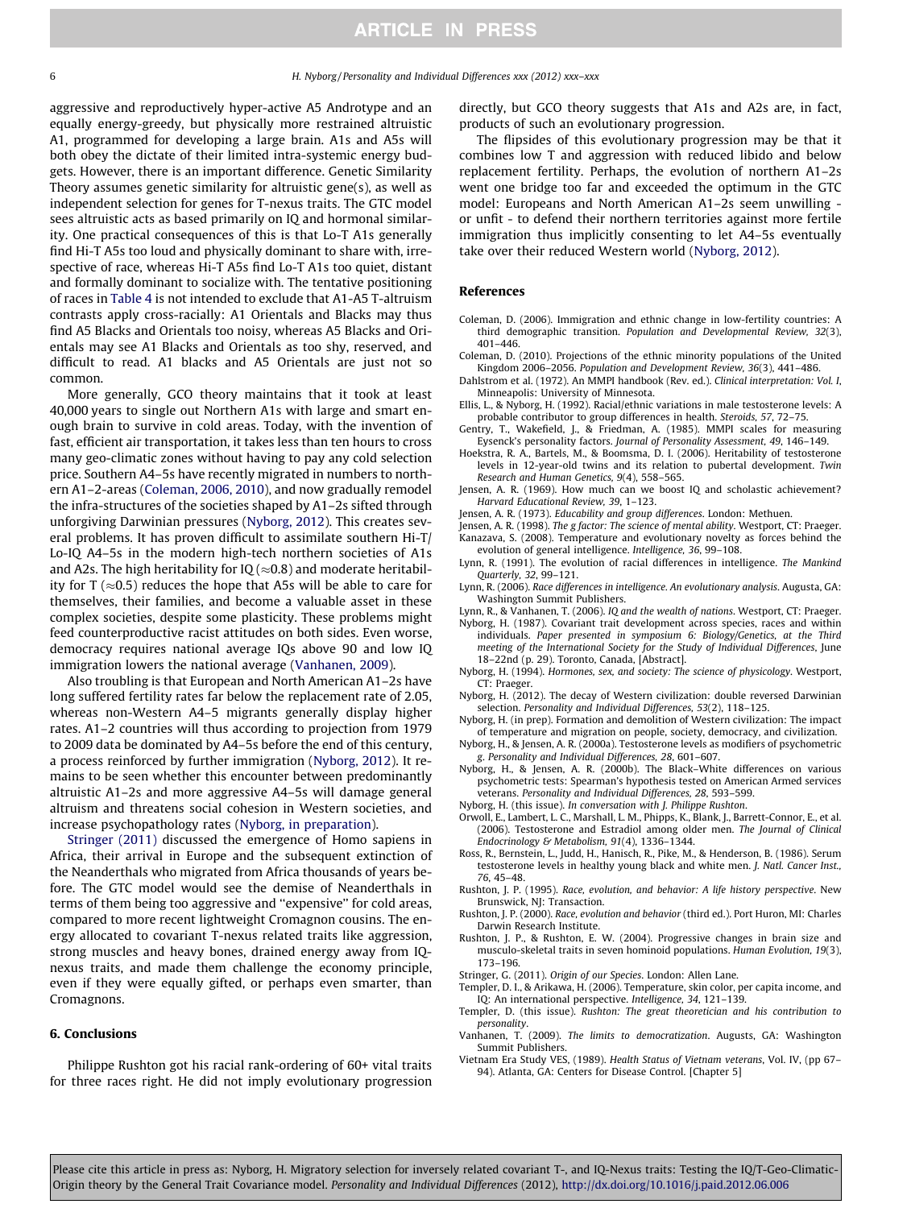aggressive and reproductively hyper-active A5 Androtype and an equally energy-greedy, but physically more restrained altruistic A1, programmed for developing a large brain. A1s and A5s will both obey the dictate of their limited intra-systemic energy budgets. However, there is an important difference. Genetic Similarity Theory assumes genetic similarity for altruistic gene(s), as well as independent selection for genes for T-nexus traits. The GTC model sees altruistic acts as based primarily on IQ and hormonal similarity. One practical consequences of this is that Lo-T A1s generally find Hi-T A5s too loud and physically dominant to share with, irrespective of race, whereas Hi-T A5s find Lo-T A1s too quiet, distant and formally dominant to socialize with. The tentative positioning of races in Table 4 is not intended to exclude that A1-A5 T-altruism contrasts apply cross-racially: A1 Orientals and Blacks may thus find A5 Blacks and Orientals too noisy, whereas A5 Blacks and Orientals may see A1 Blacks and Orientals as too shy, reserved, and difficult to read. A1 blacks and A5 Orientals are just not so common.

More generally, GCO theory maintains that it took at least 40,000 years to single out Northern A1s with large and smart enough brain to survive in cold areas. Today, with the invention of fast, efficient air transportation, it takes less than ten hours to cross many geo-climatic zones without having to pay any cold selection price. Southern A4–5s have recently migrated in numbers to northern A1–2-areas (Coleman, 2006, 2010), and now gradually remodel the infra-structures of the societies shaped by A1–2s sifted through unforgiving Darwinian pressures (Nyborg, 2012). This creates several problems. It has proven difficult to assimilate southern Hi-T/Lo-IQ A4–5s in the modern high-tech northern societies of A1s and A2s. The high heritability for IQ ($\approx$0.8) and moderate heritability for T ($\approx$0.5) reduces the hope that A5s will be able to care for themselves, their families, and become a valuable asset in these complex societies, despite some plasticity. These problems might feed counterproductive racist attitudes on both sides. Even worse, democracy requires national average IQs above 90 and low IQ immigration lowers the national average (Vanhanen, 2009).

Also troubling is that European and North American A1–2s have long suffered fertility rates far below the replacement rate of 2.05, whereas non-Western A4–5 migrants generally display higher rates. A1–2 countries will thus according to projection from 1979 to 2009 data be dominated by A4–5s before the end of this century, a process reinforced by further immigration (Nyborg, 2012). It remains to be seen whether this encounter between predominantly altruistic A1–2s and more aggressive A4–5s will damage general altruism and threatens social cohesion in Western societies, and increase psychopathology rates (Nyborg, in preparation).

Stringer (2011) discussed the emergence of Homo sapiens in Africa, their arrival in Europe and the subsequent extinction of the Neanderthals who migrated from Africa thousands of years before. The GTC model would see the demise of Neanderthals in terms of them being too aggressive and "expensive" for cold areas, compared to more recent lightweight Cromagnon cousins. The energy allocated to covariant T-nexus related traits like aggression, strong muscles and heavy bones, drained energy away from IQ-nexus traits, and made them challenge the economy principle, even if they were equally gifted, or perhaps even smarter, than Cromagnons.

## 6. Conclusions

Philippe Rushton got his racial rank-ordering of 60+ vital traits for three races right. He did not imply evolutionary progression directly, but GCO theory suggests that A1s and A2s are, in fact, products of such an evolutionary progression.

The flipsides of this evolutionary progression may be that it combines low T and aggression with reduced libido and below replacement fertility. Perhaps, the evolution of northern A1–2s went one bridge too far and exceeded the optimum in the GTC model: Europeans and North American A1–2s seem unwilling - or unfit - to defend their northern territories against more fertile immigration thus implicitly consenting to let A4–5s eventually take over their reduced Western world (Nyborg, 2012).

## References

Coleman, D. (2006). Immigration and ethnic change in low-fertility countries: A third demographic transition. *Population and Developmental Review, 32*(3), 401–446.

Coleman, D. (2010). Projections of the ethnic minority populations of the United Kingdom 2006–2056. *Population and Development Review, 36*(3), 441–486.

Dahlstrom et al. (1972). An MMPI handbook (Rev. ed.). *Clinical interpretation: Vol. I*, Minneapolis: University of Minnesota.

Ellis, L., & Nyborg, H. (1992). Racial/ethnic variations in male testosterone levels: A probable contributor to group differences in health. *Steroids, 57*, 72–75.

Gentry, T., Wakefield, J., & Friedman, A. (1985). MMPI scales for measuring Eysenck's personality factors. *Journal of Personality Assessment, 49*, 146–149.

Hoekstra, R. A., Bartels, M., & Boomsma, D. I. (2006). Heritability of testosterone levels in 12-year-old twins and its relation to pubertal development. *Twin Research and Human Genetics, 9*(4), 558–565.

Jensen, A. R. (1969). How much can we boost IQ and scholastic achievement? *Harvard Educational Review, 39*, 1–123.

Jensen, A. R. (1973). *Educability and group differences*. London: Methuen.

Jensen, A. R. (1998). *The g factor: The science of mental ability*. Westport, CT: Praeger.

Kanazava, S. (2008). Temperature and evolutionary novelty as forces behind the evolution of general intelligence. *Intelligence, 36*, 99–108.

Lynn, R. (1991). The evolution of racial differences in intelligence. *The Mankind Quarterly, 32*, 99–121.

Lynn, R. (2006). *Race differences in intelligence. An evolutionary analysis*. Augusta, GA: Washington Summit Publishers.

Lynn, R., & Vanhanen, T. (2006). *IQ and the wealth of nations*. Westport, CT: Praeger.

Nyborg, H. (1987). Covariant trait development across species, races and within individuals. *Paper presented in symposium 6: Biology/Genetics, at the Third meeting of the International Society for the Study of Individual Differences*, June 18–22nd (p. 29). Toronto, Canada, [Abstract].

Nyborg, H. (1994). *Hormones, sex, and society: The science of physicology*. Westport, CT: Praeger.

Nyborg, H. (2012). The decay of Western civilization: double reversed Darwinian selection. *Personality and Individual Differences, 53*(2), 118–125.

Nyborg, H. (in prep). Formation and demolition of Western civilization: The impact of temperature and migration on people, society, democracy, and civilization.

Nyborg, H., & Jensen, A. R. (2000a). Testosterone levels as modifiers of psychometric g. *Personality and Individual Differences, 28*, 601–607.

Nyborg, H., & Jensen, A. R. (2000b). The Black–White differences on various psychometric tests: Spearman's hypothesis tested on American Armed services veterans. *Personality and Individual Differences, 28*, 593–599.

Nyborg, H. (this issue). *In conversation with J. Philippe Rushton*.

Orwoll, E., Lambert, L. C., Marshall, L. M., Phipps, K., Blank, J., Barrett-Connor, E., et al. (2006). Testosterone and Estradiol among older men. *The Journal of Clinical Endocrinology & Metabolism, 91*(4), 1336–1344.

Ross, R., Bernstein, L., Judd, H., Hanisch, R., Pike, M., & Henderson, B. (1986). Serum testosterone levels in healthy young black and white men. *J. Natl. Cancer Inst., 76*, 45–48.

Rushton, J. P. (1995). *Race, evolution, and behavior: A life history perspective*. New Brunswick, NJ: Transaction.

Rushton, J. P. (2000). *Race, evolution and behavior* (third ed.). Port Huron, MI: Charles Darwin Research Institute.

Rushton, J. P., & Rushton, E. W. (2004). Progressive changes in brain size and musculo-skeletal traits in seven hominoid populations. *Human Evolution, 19*(3), 173–196.

Stringer, G. (2011). *Origin of our Species*. London: Allen Lane.

Templer, D. I., & Arikawa, H. (2006). Temperature, skin color, per capita income, and IQ: An international perspective. *Intelligence, 34*, 121–139.

Templer, D. (this issue). *Rushton: The great theoretician and his contribution to personality*.

Vanhanen, T. (2009). *The limits to democratization*. Augusts, GA: Washington Summit Publishers.

Vietnam Era Study VES, (1989). *Health Status of Vietnam veterans*, Vol. IV, (pp 67–94). Atlanta, GA: Centers for Disease Control. [Chapter 5]